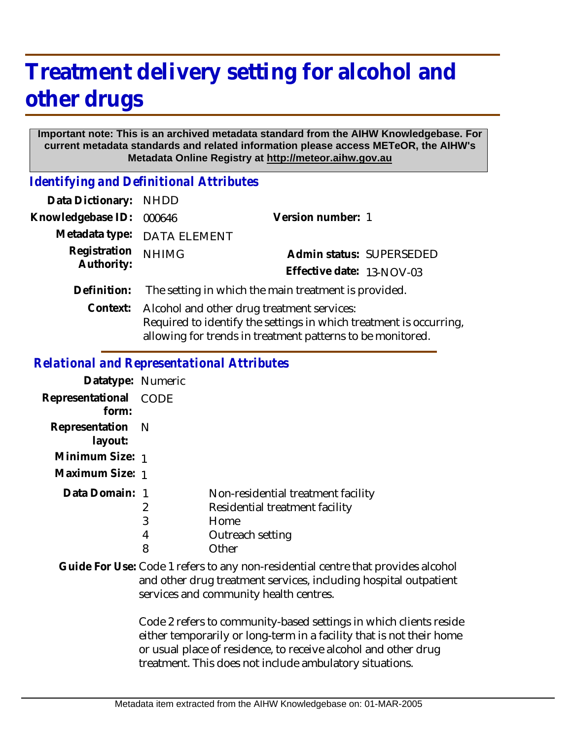# Treatment delivery setting for alcohol and other drugs

**Important note: This is an archived metadata standard from the AIHW Knowledgebase. For current metadata standards and related information please access METeOR, the AIHW's Metadata Online Registry at http://meteor.aihw.gov.au**

## *Identifying and Definitional Attributes*

**Data Dictionary:** NHDD

**Knowledgebase ID:** 000646

**Version number:** 1

**Metadata type:** DATA ELEMENT

**Registration Authority:** NHIMG

**Admin status:** SUPERSEDED

**Effective date:** 13-NOV-03

**Definition:** The setting in which the main treatment is provided.

**Context:** Alcohol and other drug treatment services:
Required to identify the settings in which treatment is occurring, allowing for trends in treatment patterns to be monitored.

## *Relational and Representational Attributes*

**Datatype:** Numeric

**Representational form:** CODE

**Representation layout:** N

**Minimum Size:** 1

**Maximum Size:** 1

**Data Domain:**

| Code | Description |
|---|---|
| 1 | Non-residential treatment facility |
| 2 | Residential treatment facility |
| 3 | Home |
| 4 | Outreach setting |
| 8 | Other |

**Guide For Use:** Code 1 refers to any non-residential centre that provides alcohol and other drug treatment services, including hospital outpatient services and community health centres.

Code 2 refers to community-based settings in which clients reside either temporarily or long-term in a facility that is not their home or usual place of residence, to receive alcohol and other drug treatment. This does not include ambulatory situations.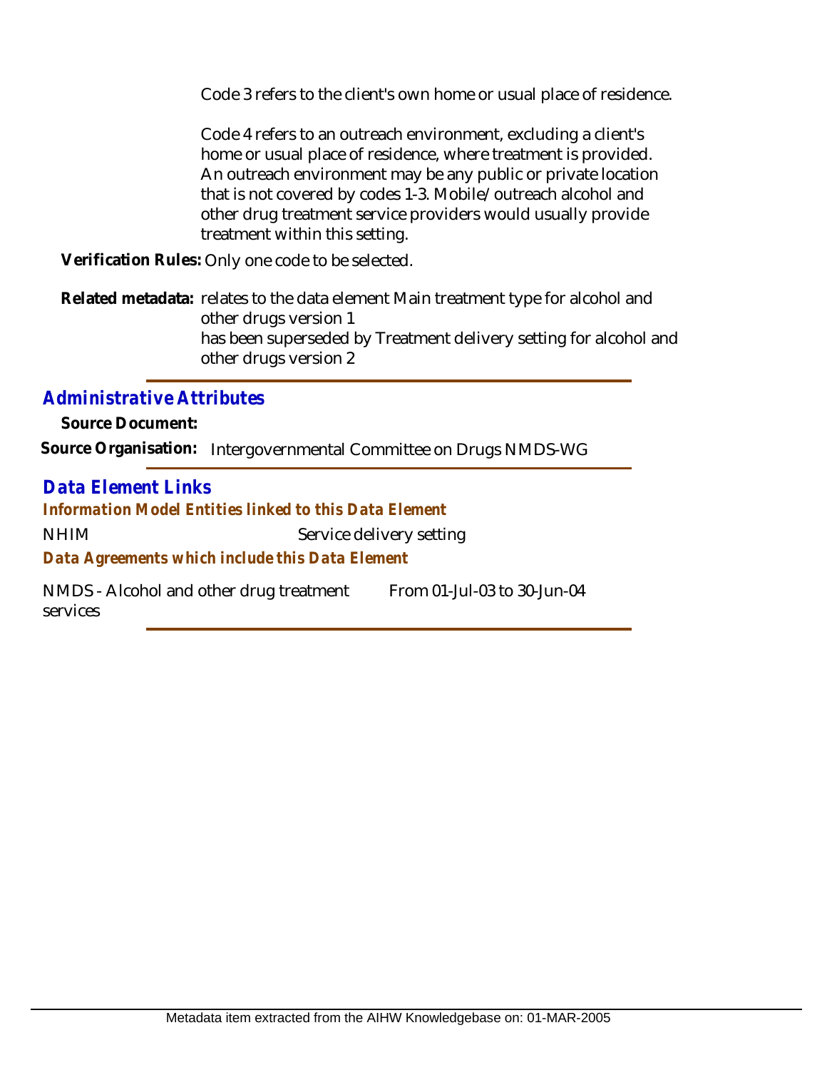Code 3 refers to the client's own home or usual place of residence.

Code 4 refers to an outreach environment, excluding a client's home or usual place of residence, where treatment is provided. An outreach environment may be any public or private location that is not covered by codes 1-3. Mobile/outreach alcohol and other drug treatment service providers would usually provide treatment within this setting.

**Verification Rules:** Only one code to be selected.

**Related metadata:** relates to the data element Main treatment type for alcohol and other drugs version 1
has been superseded by Treatment delivery setting for alcohol and other drugs version 2

## Administrative Attributes

**Source Document:**

**Source Organisation:** Intergovernmental Committee on Drugs NMDS-WG

## Data Element Links

### Information Model Entities linked to this Data Element

| | |
|---|---|
| NHIM | Service delivery setting |

### Data Agreements which include this Data Element

| | |
|---|---|
| NMDS - Alcohol and other drug treatment services | From 01-Jul-03 to 30-Jun-04 |